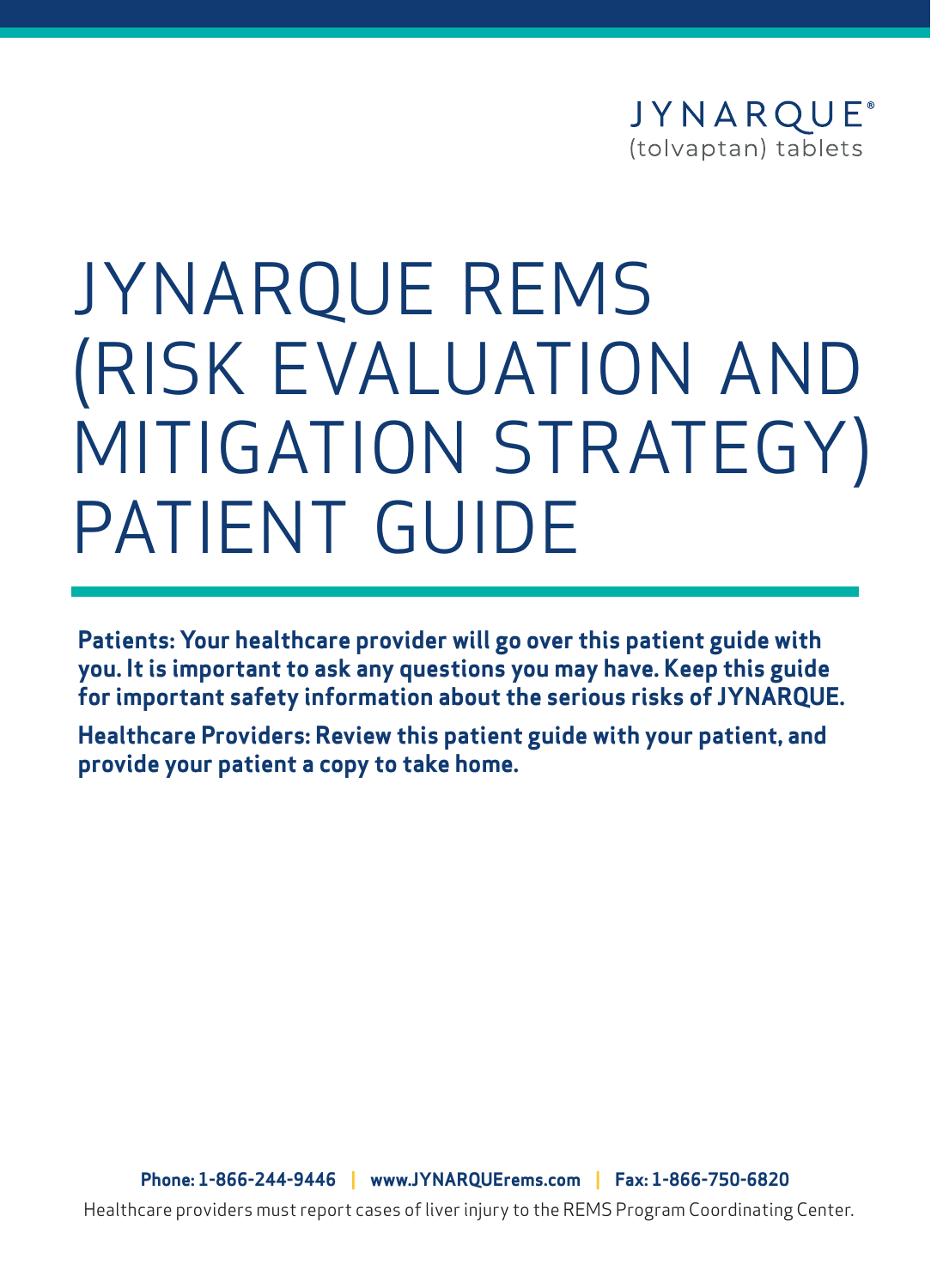JYNARQUE®
(tolvaptan) tablets

# JYNARQUE REMS (RISK EVALUATION AND MITIGATION STRATEGY) PATIENT GUIDE

**Patients: Your healthcare provider will go over this patient guide with you. It is important to ask any questions you may have. Keep this guide for important safety information about the serious risks of JYNARQUE.**

**Healthcare Providers: Review this patient guide with your patient, and provide your patient a copy to take home.**

**Phone: 1-866-244-9446 | www.JYNARQUErems.com | Fax: 1-866-750-6820**

Healthcare providers must report cases of liver injury to the REMS Program Coordinating Center.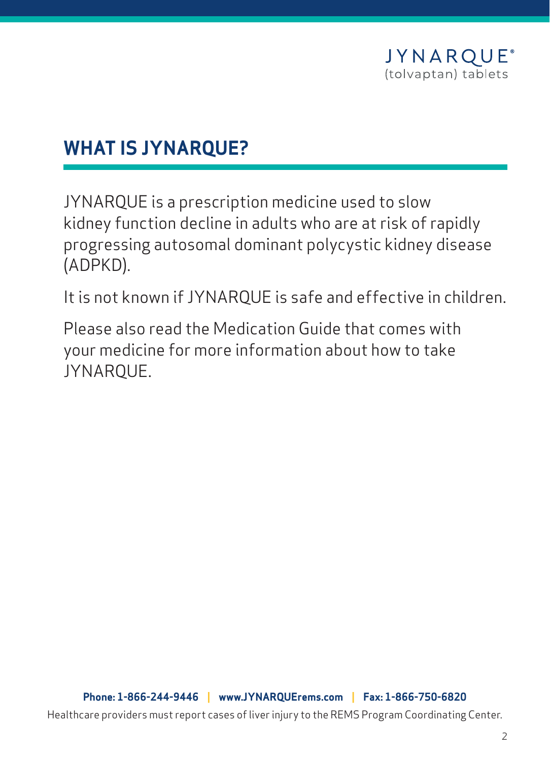## WHAT IS JYNARQUE?

JYNARQUE is a prescription medicine used to slow kidney function decline in adults who are at risk of rapidly progressing autosomal dominant polycystic kidney disease (ADPKD).

It is not known if JYNARQUE is safe and effective in children.

Please also read the Medication Guide that comes with your medicine for more information about how to take JYNARQUE.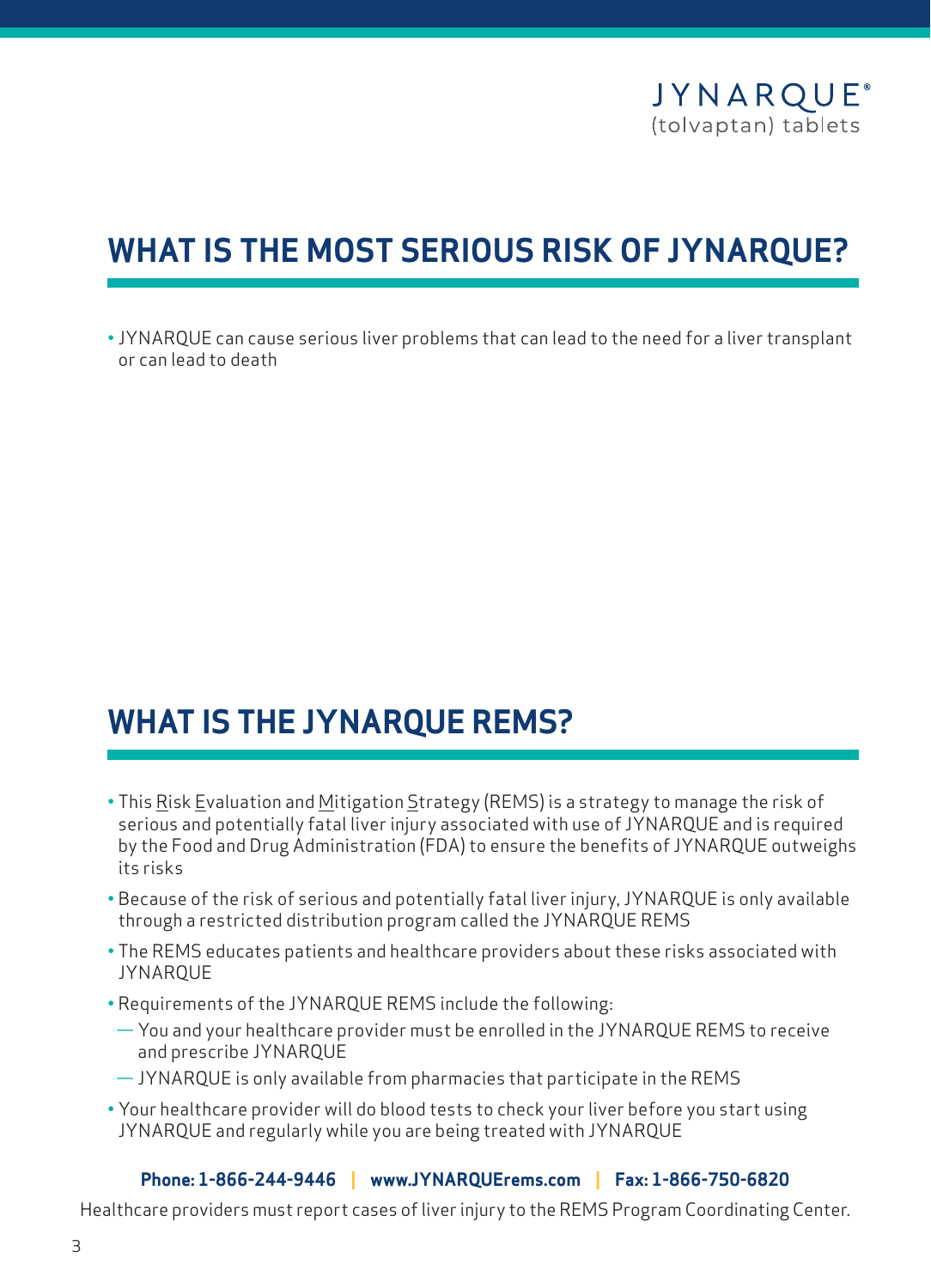JYNARQUE®
(tolvaptan) tablets

## WHAT IS THE MOST SERIOUS RISK OF JYNARQUE?

- JYNARQUE can cause serious liver problems that can lead to the need for a liver transplant or can lead to death

## WHAT IS THE JYNARQUE REMS?

- This Risk Evaluation and Mitigation Strategy (REMS) is a strategy to manage the risk of serious and potentially fatal liver injury associated with use of JYNARQUE and is required by the Food and Drug Administration (FDA) to ensure the benefits of JYNARQUE outweighs its risks
- Because of the risk of serious and potentially fatal liver injury, JYNARQUE is only available through a restricted distribution program called the JYNARQUE REMS
- The REMS educates patients and healthcare providers about these risks associated with JYNARQUE
- Requirements of the JYNARQUE REMS include the following:
  - You and your healthcare provider must be enrolled in the JYNARQUE REMS to receive and prescribe JYNARQUE
  - JYNARQUE is only available from pharmacies that participate in the REMS
- Your healthcare provider will do blood tests to check your liver before you start using JYNARQUE and regularly while you are being treated with JYNARQUE

**Phone: 1-866-244-9446 | www.JYNARQUErems.com | Fax: 1-866-750-6820**

Healthcare providers must report cases of liver injury to the REMS Program Coordinating Center.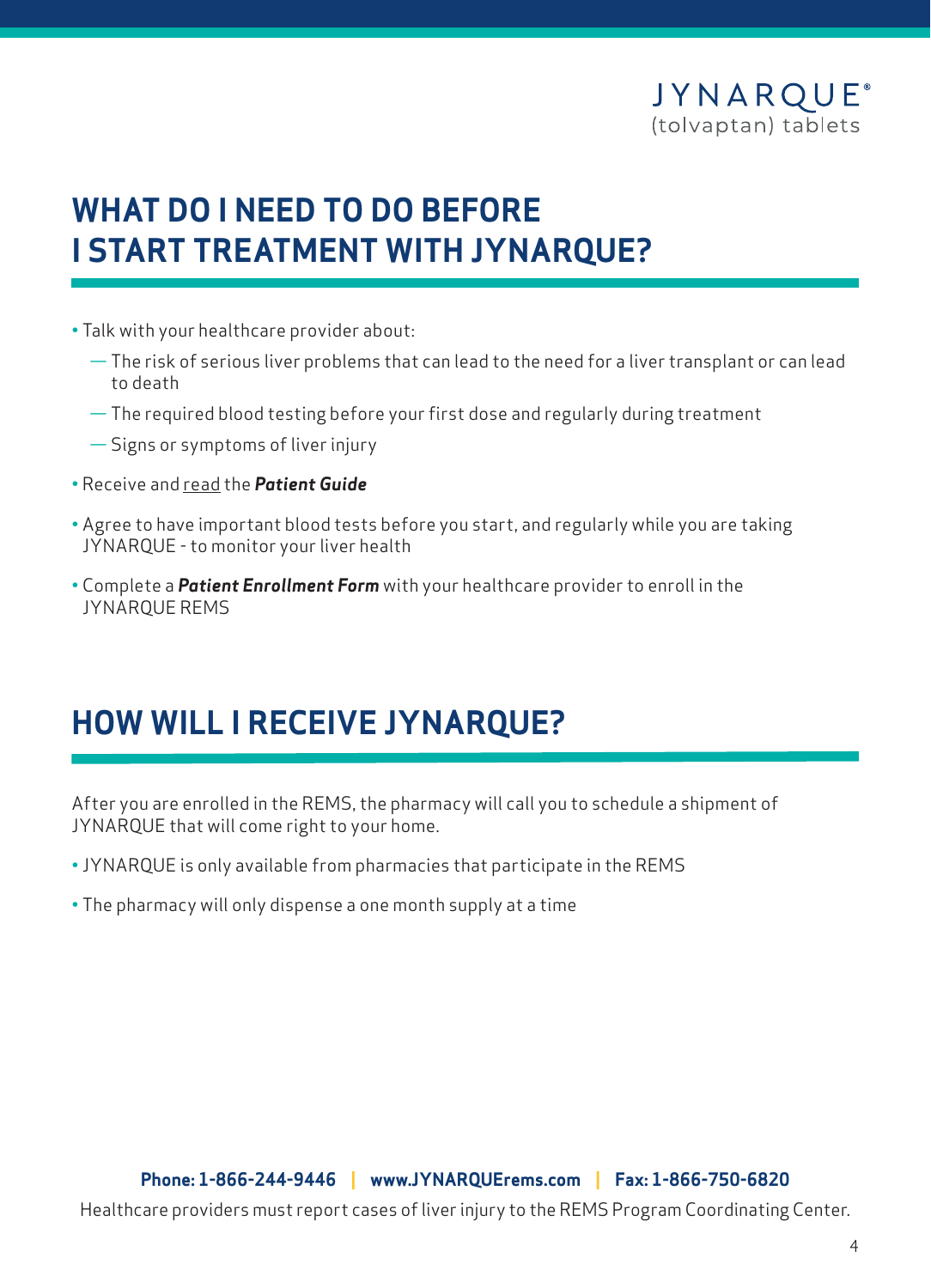# WHAT DO I NEED TO DO BEFORE I START TREATMENT WITH JYNARQUE?

- Talk with your healthcare provider about:
  - The risk of serious liver problems that can lead to the need for a liver transplant or can lead to death
  - The required blood testing before your first dose and regularly during treatment
  - Signs or symptoms of liver injury
- Receive and read the ***Patient Guide***
- Agree to have important blood tests before you start, and regularly while you are taking JYNARQUE - to monitor your liver health
- Complete a ***Patient Enrollment Form*** with your healthcare provider to enroll in the JYNARQUE REMS

# HOW WILL I RECEIVE JYNARQUE?

After you are enrolled in the REMS, the pharmacy will call you to schedule a shipment of JYNARQUE that will come right to your home.

- JYNARQUE is only available from pharmacies that participate in the REMS
- The pharmacy will only dispense a one month supply at a time

**Phone: 1-866-244-9446 | www.JYNARQUErems.com | Fax: 1-866-750-6820**

Healthcare providers must report cases of liver injury to the REMS Program Coordinating Center.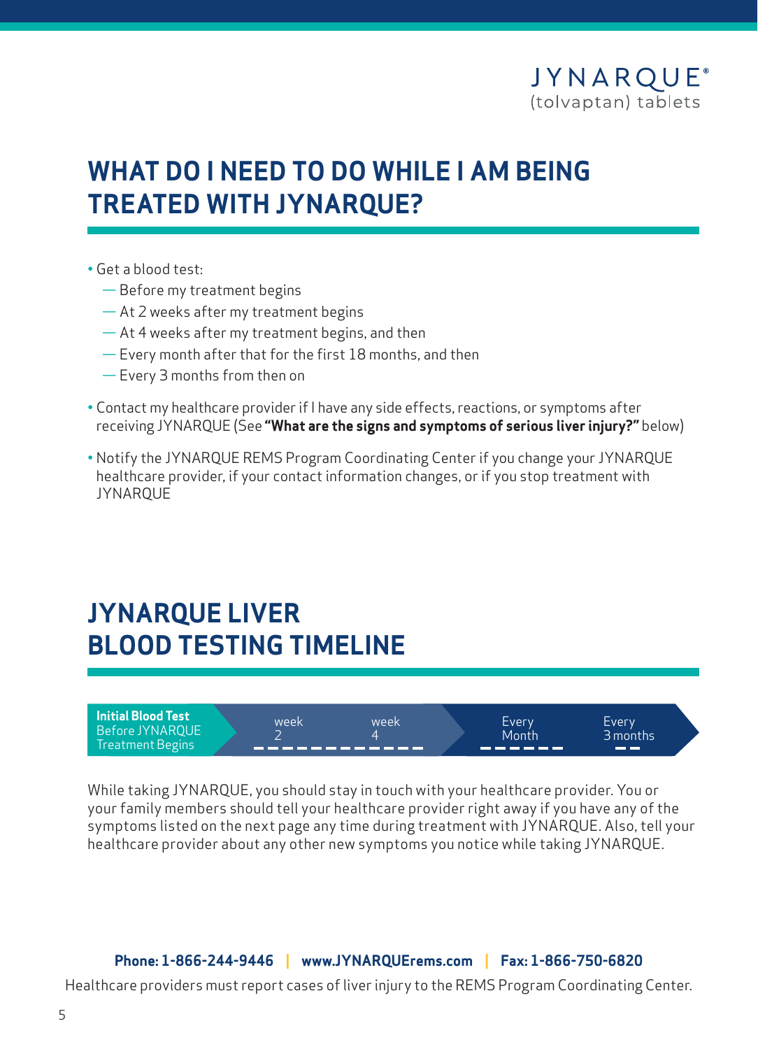# WHAT DO I NEED TO DO WHILE I AM BEING TREATED WITH JYNARQUE?

- Get a blood test:
  - Before my treatment begins
  - At 2 weeks after my treatment begins
  - At 4 weeks after my treatment begins, and then
  - Every month after that for the first 18 months, and then
  - Every 3 months from then on
- Contact my healthcare provider if I have any side effects, reactions, or symptoms after receiving JYNARQUE (See **"What are the signs and symptoms of serious liver injury?"** below)
- Notify the JYNARQUE REMS Program Coordinating Center if you change your JYNARQUE healthcare provider, if your contact information changes, or if you stop treatment with JYNARQUE

# JYNARQUE LIVER BLOOD TESTING TIMELINE

| **Initial Blood Test** Before JYNARQUE Treatment Begins | week 2 | week 4 | Every Month | Every 3 months |
|---|---|---|---|---|

While taking JYNARQUE, you should stay in touch with your healthcare provider. You or your family members should tell your healthcare provider right away if you have any of the symptoms listed on the next page any time during treatment with JYNARQUE. Also, tell your healthcare provider about any other new symptoms you notice while taking JYNARQUE.

**Phone: 1-866-244-9446** | **www.JYNARQUErems.com** | **Fax: 1-866-750-6820**

Healthcare providers must report cases of liver injury to the REMS Program Coordinating Center.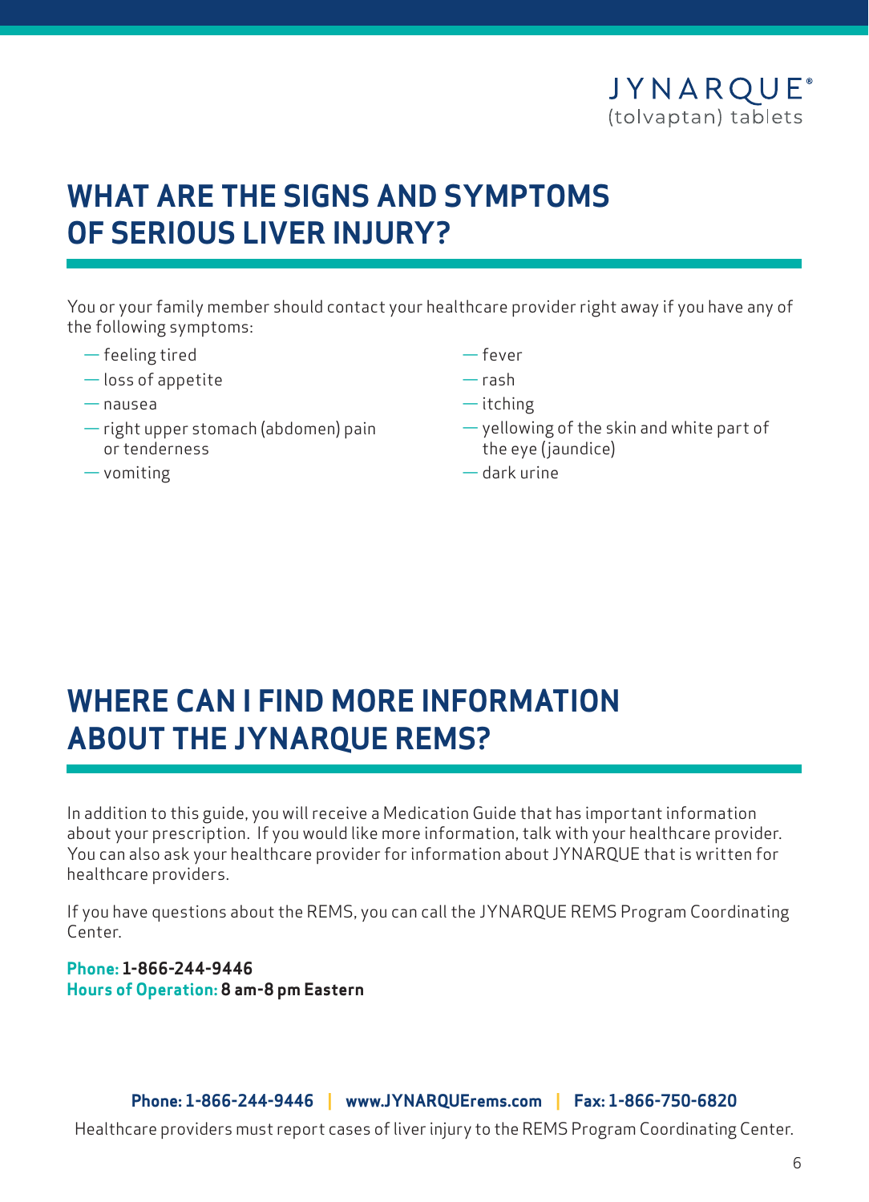## WHAT ARE THE SIGNS AND SYMPTOMS OF SERIOUS LIVER INJURY?

You or your family member should contact your healthcare provider right away if you have any of the following symptoms:

- feeling tired
- loss of appetite
- nausea
- right upper stomach (abdomen) pain or tenderness
- vomiting
- fever
- rash
- itching
- yellowing of the skin and white part of the eye (jaundice)
- dark urine

## WHERE CAN I FIND MORE INFORMATION ABOUT THE JYNARQUE REMS?

In addition to this guide, you will receive a Medication Guide that has important information about your prescription. If you would like more information, talk with your healthcare provider. You can also ask your healthcare provider for information about JYNARQUE that is written for healthcare providers.

If you have questions about the REMS, you can call the JYNARQUE REMS Program Coordinating Center.

**Phone: 1-866-244-9446**
**Hours of Operation: 8 am-8 pm Eastern**

**Phone: 1-866-244-9446 | www.JYNARQUErems.com | Fax: 1-866-750-6820**

Healthcare providers must report cases of liver injury to the REMS Program Coordinating Center.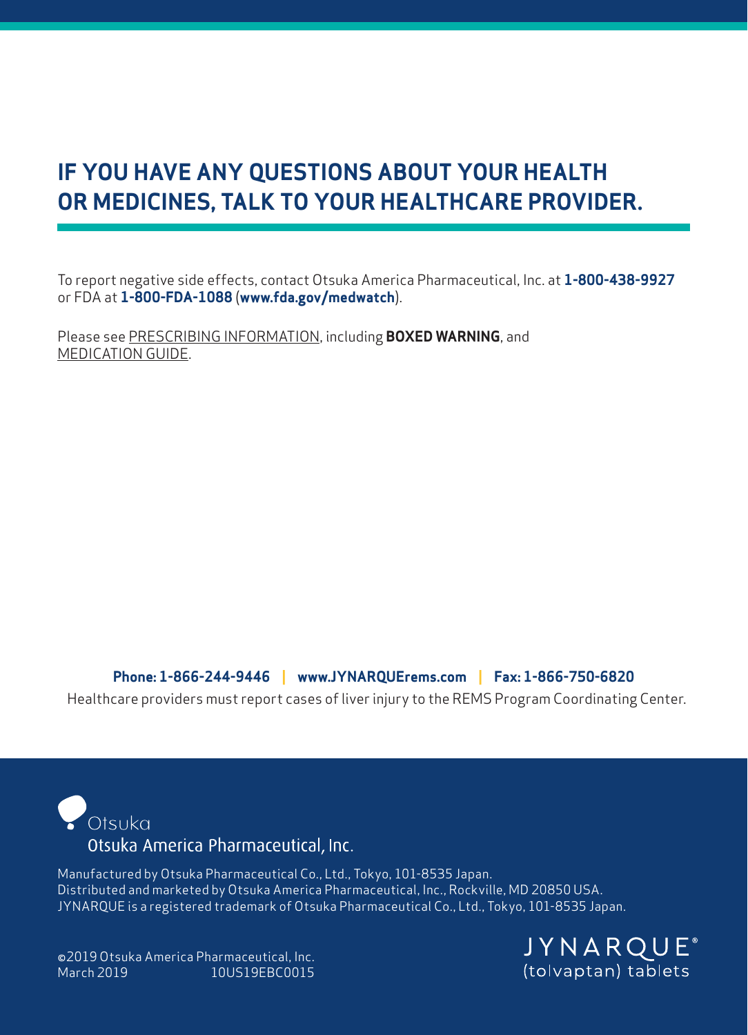## IF YOU HAVE ANY QUESTIONS ABOUT YOUR HEALTH OR MEDICINES, TALK TO YOUR HEALTHCARE PROVIDER.

To report negative side effects, contact Otsuka America Pharmaceutical, Inc. at **1-800-438-9927** or FDA at **1-800-FDA-1088** (**www.fda.gov/medwatch**).

Please see PRESCRIBING INFORMATION, including **BOXED WARNING**, and MEDICATION GUIDE.

**Phone: 1-866-244-9446 | www.JYNARQUErems.com | Fax: 1-866-750-6820**

Healthcare providers must report cases of liver injury to the REMS Program Coordinating Center.

Otsuka

Otsuka America Pharmaceutical, Inc.

Manufactured by Otsuka Pharmaceutical Co., Ltd., Tokyo, 101-8535 Japan.
Distributed and marketed by Otsuka America Pharmaceutical, Inc., Rockville, MD 20850 USA.
JYNARQUE is a registered trademark of Otsuka Pharmaceutical Co., Ltd., Tokyo, 101-8535 Japan.

©2019 Otsuka America Pharmaceutical, Inc.
March 2019 10US19EBC0015

JYNARQUE®
(tolvaptan) tablets